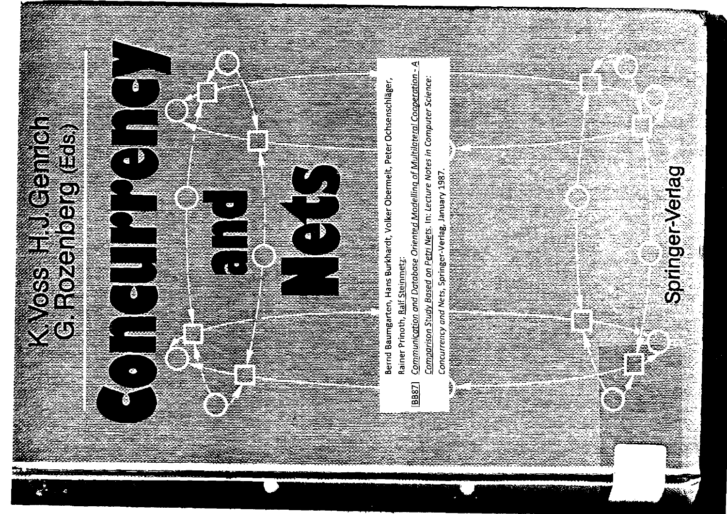K. Voss H. J. Genrich
G. Rozenberg (Eds.)

# Concurrency and Nets

Bernd Baumgarten, Hans Burkhardt, Volker Obermeit, Peter Ochsenschläger, Rainer Prinoth, Ralf Steinmetz:

[BB87] *Communication and Database Oriented Modelling of Multilateral Cooperation - A Comparison Study Based on Petri Nets.* In: *Lecture Notes in Computer Science: Concurrency and Nets*, Springer-Verlag, January 1987.

Springer-Verlag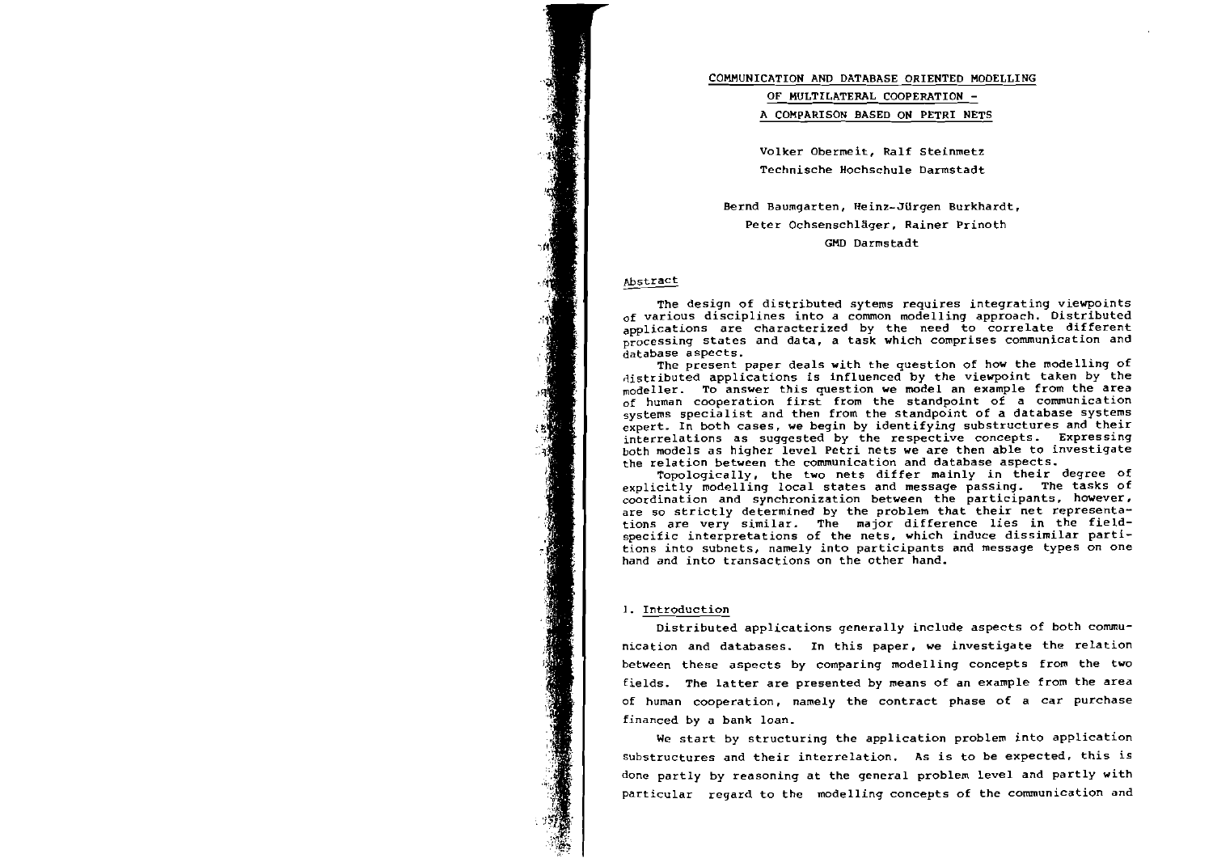# COMMUNICATION AND DATABASE ORIENTED MODELLING OF MULTILATERAL COOPERATION - A COMPARISON BASED ON PETRI NETS

Volker Obermeit, Ralf Steinmetz
Technische Hochschule Darmstadt

Bernd Baumgarten, Heinz-Jürgen Burkhardt,
Peter Ochsenschläger, Rainer Prinoth
GMD Darmstadt

## Abstract

The design of distributed sytems requires integrating viewpoints of various disciplines into a common modelling approach. Distributed applications are characterized by the need to correlate different processing states and data, a task which comprises communication and database aspects.

The present paper deals with the question of how the modelling of distributed applications is influenced by the viewpoint taken by the modeller. To answer this question we model an example from the area of human cooperation first from the standpoint of a communication systems specialist and then from the standpoint of a database systems expert. In both cases, we begin by identifying substructures and their interrelations as suggested by the respective concepts. Expressing both models as higher level Petri nets we are then able to investigate the relation between the communication and database aspects.

Topologically, the two nets differ mainly in their degree of explicitly modelling local states and message passing. The tasks of coordination and synchronization between the participants, however, are so strictly determined by the problem that their net representations are very similar. The major difference lies in the field-specific interpretations of the nets, which induce dissimilar partitions into subnets, namely into participants and message types on one hand and into transactions on the other hand.

## 1. Introduction

Distributed applications generally include aspects of both communication and databases. In this paper, we investigate the relation between these aspects by comparing modelling concepts from the two fields. The latter are presented by means of an example from the area of human cooperation, namely the contract phase of a car purchase financed by a bank loan.

We start by structuring the application problem into application substructures and their interrelation. As is to be expected, this is done partly by reasoning at the general problem level and partly with particular regard to the modelling concepts of the communication and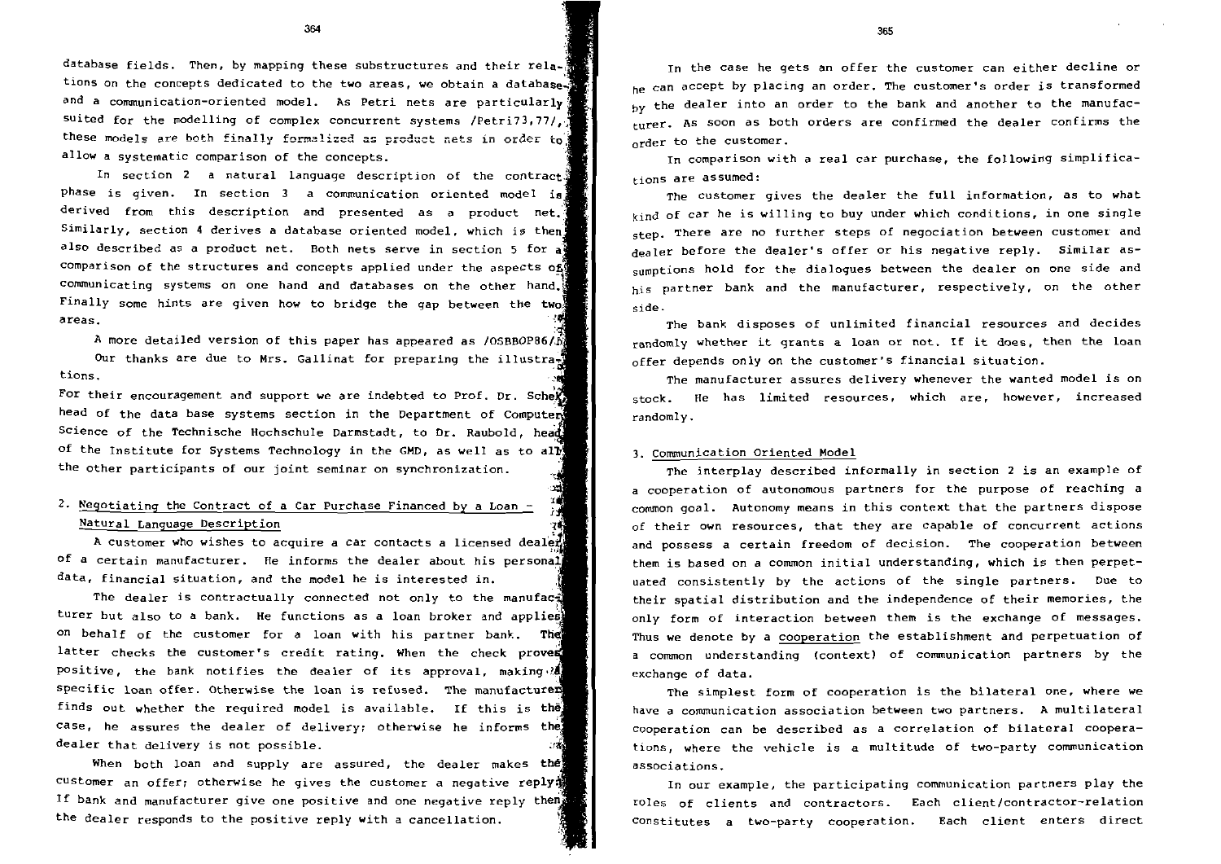database fields. Then, by mapping these substructures and their relations on the concepts dedicated to the two areas, we obtain a database- and a communication-oriented model. As Petri nets are particularly suited for the modelling of complex concurrent systems /Petri73,77/, these models are both finally formalized as product nets in order to allow a systematic comparison of the concepts.

In section 2 a natural language description of the contract phase is given. In section 3 a communication oriented model is derived from this description and presented as a product net. Similarly, section 4 derives a database oriented model, which is then also described as a product net. Both nets serve in section 5 for a comparison of the structures and concepts applied under the aspects of communicating systems on one hand and databases on the other hand. Finally some hints are given how to bridge the gap between the two areas.

A more detailed version of this paper has appeared as /OSBBOP86/.

Our thanks are due to Mrs. Gallinat for preparing the illustrations.

For their encouragement and support we are indebted to Prof. Dr. Schek, head of the data base systems section in the Department of Computer Science of the Technische Hochschule Darmstadt, to Dr. Raubold, head of the Institute for Systems Technology in the GMD, as well as to all the other participants of our joint seminar on synchronization.

## 2. Negotiating the Contract of a Car Purchase Financed by a Loan - Natural Language Description

A customer who wishes to acquire a car contacts a licensed dealer of a certain manufacturer. He informs the dealer about his personal data, financial situation, and the model he is interested in.

The dealer is contractually connected not only to the manufacturer but also to a bank. He functions as a loan broker and applies on behalf of the customer for a loan with his partner bank. The latter checks the customer's credit rating. When the check proves positive, the bank notifies the dealer of its approval, making a specific loan offer. Otherwise the loan is refused. The manufacturer finds out whether the required model is available. If this is the case, he assures the dealer of delivery; otherwise he informs the dealer that delivery is not possible.

When both loan and supply are assured, the dealer makes the customer an offer; otherwise he gives the customer a negative reply. If bank and manufacturer give one positive and one negative reply then the dealer responds to the positive reply with a cancellation.

In the case he gets an offer the customer can either decline or he can accept by placing an order. The customer's order is transformed by the dealer into an order to the bank and another to the manufacturer. As soon as both orders are confirmed the dealer confirms the order to the customer.

In comparison with a real car purchase, the following simplifications are assumed:

The customer gives the dealer the full information, as to what kind of car he is willing to buy under which conditions, in one single step. There are no further steps of negociation between customer and dealer before the dealer's offer or his negative reply. Similar assumptions hold for the dialogues between the dealer on one side and his partner bank and the manufacturer, respectively, on the other side.

The bank disposes of unlimited financial resources and decides randomly whether it grants a loan or not. If it does, then the loan offer depends only on the customer's financial situation.

The manufacturer assures delivery whenever the wanted model is on stock. He has limited resources, which are, however, increased randomly.

## 3. Communication Oriented Model

The interplay described informally in section 2 is an example of a cooperation of autonomous partners for the purpose of reaching a common goal. Autonomy means in this context that the partners dispose of their own resources, that they are capable of concurrent actions and possess a certain freedom of decision. The cooperation between them is based on a common initial understanding, which is then perpetuated consistently by the actions of the single partners. Due to their spatial distribution and the independence of their memories, the only form of interaction between them is the exchange of messages. Thus we denote by a cooperation the establishment and perpetuation of a common understanding (context) of communication partners by the exchange of data.

The simplest form of cooperation is the bilateral one, where we have a communication association between two partners. A multilateral cooperation can be described as a correlation of bilateral cooperations, where the vehicle is a multitude of two-party communication associations.

In our example, the participating communication partners play the roles of clients and contractors. Each client/contractor-relation constitutes a two-party cooperation. Each client enters direct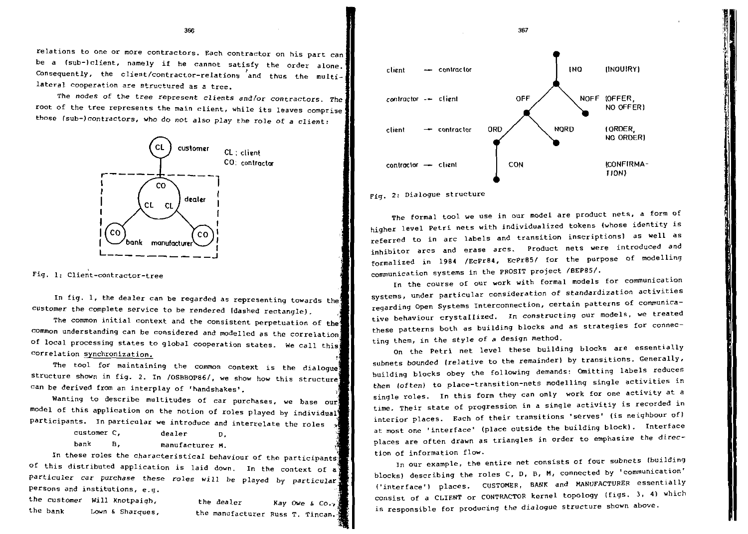relations to one or more contractors. Each contractor on his part can be a (sub-)client, namely if he cannot satisfy the order alone. Consequently, the client/contractor-relations and thus the multilateral cooperation are structured as a tree.

*The nodes of the tree represent clients and/or contractors.* The root of the tree represents the main client, while its leaves comprise those (sub-)contractors, who do not also play the role of a client:

Fig. 1: Client-contractor-tree

In fig. 1, the dealer can be regarded as representing towards the customer the complete service to be rendered (dashed rectangle).

The common initial context and the consistent perpetuation of the common understanding can be considered and modelled as the correlation of local processing states to global cooperation states. We call this correlation synchronization.

The tool for maintaining the common context is the dialogue structure shown in fig. 2. In /OSBBOP86/, we show how this structure can be derived from an interplay of 'handshakes'.

Wanting to describe multitudes of car purchases, we base our model of this application on the notion of roles played by individual participants. In particular we introduce and interrelate the roles

customer C, dealer D,
bank B, manufacturer M.

In these roles the characteristical behaviour of the participants of this distributed application is laid down. In the context of a particular *car purchase these roles will be played by particular* persons and institutions, e.g.

the customer Will Knotpaigh, the *dealer* Kay Owe & Co.,
the bank Lown & Sharques, the manufacturer Russ T. Tincan.

Fig. 2: Dialogue structure

The formal tool we use in our model are product nets, a form of higher level Petri nets with individualized tokens (whose identity is referred to in arc labels and transition inscriptions) as well as inhibitor arcs and erase arcs. Product nets were introduced and formalized in 1984 /EcPr84, EcPr85/ for the purpose of modelling communication systems in the PROSIT project /BEP85/.

In the course of our work with formal models for communication systems, under particular consideration of standardization activities regarding Open Systems Interconnection, certain patterns of communicative behaviour crystallized. In constructing our models, we treated these patterns both as building blocks and as strategies for connecting them, in the style of a design method.

On the Petri net level these building blocks are essentially subnets bounded (relative to the remainder) by transitions. Generally, building blocks obey the following demands: Omitting labels reduces them (often) to place-transition-nets modelling single activities in single roles. In this form they can only work for one activity at a time. Their state of progression in a single activitiy is recorded in interior places. Each of their transitions 'serves' (is neighbour of) at most one 'interface' (place outside the building block). Interface places are often drawn as triangles in order to emphasize the direction of information flow.

In our example, the entire net consists of four subnets (building blocks) describing the roles C, D, B, M, connected by 'communication' ('interface') places. CUSTOMER, BANK and MANUFACTURER essentially consist of a CLIENT or CONTRACTOR kernel topology (figs. 3, 4) which is responsible for producing the dialogue structure shown above.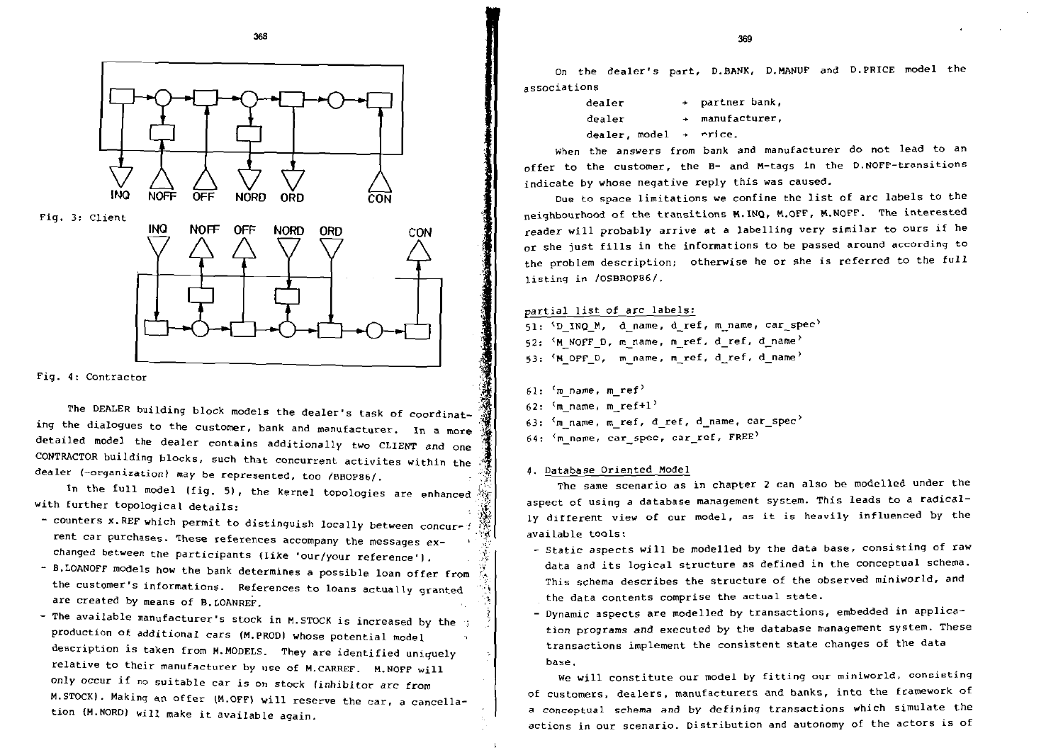INQ NOFF OFF NORD ORD CON

Fig. 3: Client

INQ NOFF OFF NORD ORD CON

Fig. 4: Contractor

The DEALER building block models the dealer's task of coordinating the dialogues to the customer, bank and manufacturer. In a more detailed model the dealer contains additionally two CLIENT and one CONTRACTOR building blocks, such that concurrent activites within the dealer (-organization) may be represented, too /BBOP86/.

In the full model (fig. 5), the kernel topologies are enhanced with further topological details:

- counters x.REF which permit to distinguish locally between concurrent car purchases. These references accompany the messages exchanged between the participants (like 'our/your reference').
- B.LOANOFF models how the bank determines a possible loan offer from the customer's informations. References to loans actually granted are created by means of B.LOANREF.
- The available manufacturer's stock in M.STOCK is increased by the production of additional cars (M.PROD) whose potential model description is taken from M.MODELS. They are identified uniquely relative to their manufacturer by use of M.CARREF. M.NOFF will only occur if no suitable car is on stock (inhibitor arc from M.STOCK). Making an offer (M.OFF) will reserve the car, a cancellation (M.NORD) will make it available again.

On the dealer's part, D.BANK, D.MANUF and D.PRICE model the associations

dealer → partner bank,
dealer → manufacturer,
dealer, model → price.

When the answers from bank and manufacturer do not lead to an offer to the customer, the B- and M-tags in the D.NOFF-transitions indicate by whose negative reply this was caused.

Due to space limitations we confine the list of arc labels to the neighbourhood of the transitions M.INQ, M.OFF, M.NOFF. The interested reader will probably arrive at a labelling very similar to ours if he or she just fills in the informations to be passed around according to the problem description; otherwise he or she is referred to the full listing in /OSBBOP86/.

partial list of arc labels:

51: ⟨D_INQ_M, d_name, d_ref, m_name, car_spec⟩
52: ⟨M_NOFF_D, m_name, m_ref, d_ref, d_name⟩
53: ⟨M_OFF_D, m_name, m_ref, d_ref, d_name⟩

61: ⟨m_name, m_ref⟩
62: ⟨m_name, m_ref+1⟩
63: ⟨m_name, m_ref, d_ref, d_name, car_spec⟩
64: ⟨m_name, car_spec, car_ref, FREE⟩

## 4. Database Oriented Model

The same scenario as in chapter 2 can also be modelled under the aspect of using a database management system. This leads to a radically different view of our model, as it is heavily influenced by the available tools:

- Static aspects will be modelled by the data base, consisting of raw data and its logical structure as defined in the conceptual schema. This schema describes the structure of the observed miniworld, and the data contents comprise the actual state.
- Dynamic aspects are modelled by transactions, embedded in application programs and executed by the database management system. These transactions implement the consistent state changes of the data base.

We will constitute our model by fitting our miniworld, consisting of customers, dealers, manufacturers and banks, into the framework of a conceptual schema and by defining transactions which simulate the actions in our scenario. Distribution and autonomy of the actors is of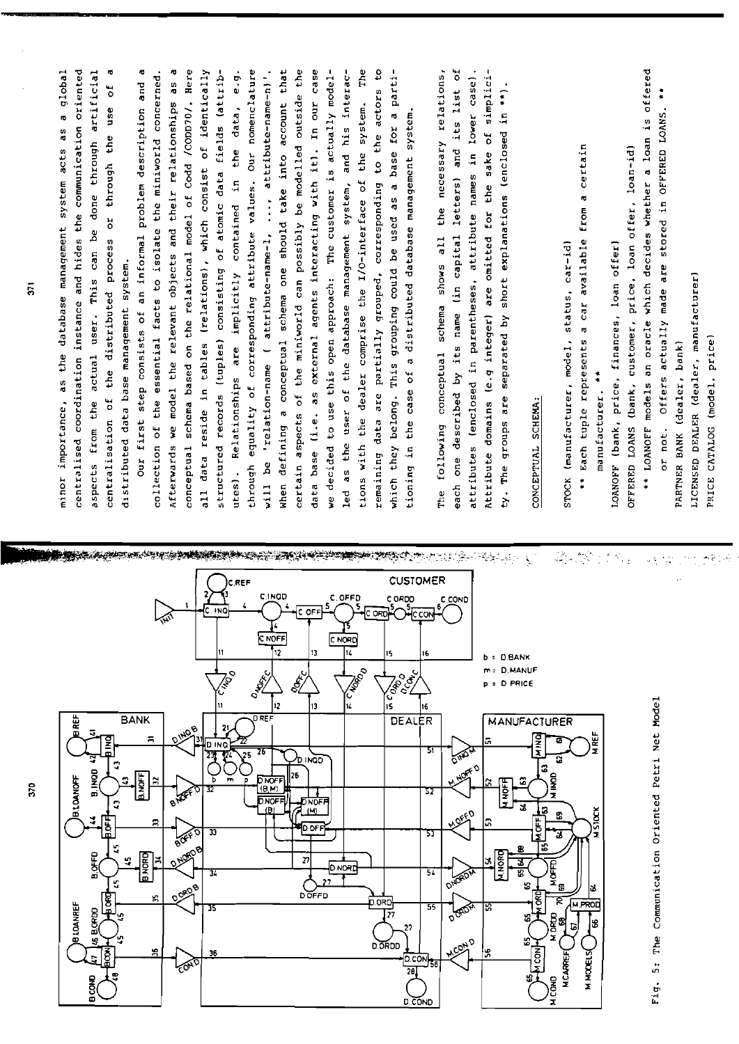Fig. 5: The Communication Oriented Petri Net Model

minor importance, as the database management system acts as a global centralised coordination instance and hides the communication oriented aspects from the actual user. This can be done through artificial centralisation of the distributed process or through the use of a distributed data base management system.

Our first step consists of an informal problem description and a collection of the essential facts to isolate the miniworld concerned. Afterwards we model the relevant objects and their relationships as a conceptual schema based on the relational model of Codd /CODD70/. Here all data reside in tables (relations), which consist of identically structured records (tuples) consisting of atomic data fields (attributes). Relationships are implicitly contained in the data, e.g. through equality of corresponding attribute values. Our nomenclature will be 'relation-name ( attribute-name-1, ..., attribute-name-n)'. When defining a conceptual schema one should take into account that certain aspects of the miniworld can possibly be modelled outside the data base (i.e. as external agents interacting with it). In our case we decided to use this open approach: The customer is actually modelled as the user of the database management system, and his interactions with the dealer comprise the I/O-interface of the system. The remaining data are partially grouped, corresponding to the actors to which they belong. This grouping could be used as a base for a partitioning in the case of a distributed database management system.

The following conceptual schema shows all the necessary relations, each one described by its name (in capital letters) and its list of attributes (enclosed in parentheses, attribute names in lower case). Attribute domains (e.g integer) are omitted for the sake of simplicity. The groups are separated by short explanations (enclosed in **).

<u>CONCEPTUAL SCHEMA:</u>

STOCK (manufacturer, model, status, car-id)

** Each tuple represents a car available from a certain manufacturer. **

LOANOFF (bank, price, finances, loan offer)

OFFERED LOANS (bank, customer, price, loan offer, loan-id)

** LOANOFF models an oracle which decides whether a loan is offered or not. Offers actually made are stored in OFFERED LOANS. **

PARTNER BANK (dealer, bank)

LICENSED DEALER (dealer, manufacturer)

PRICE CATALOG (model, price)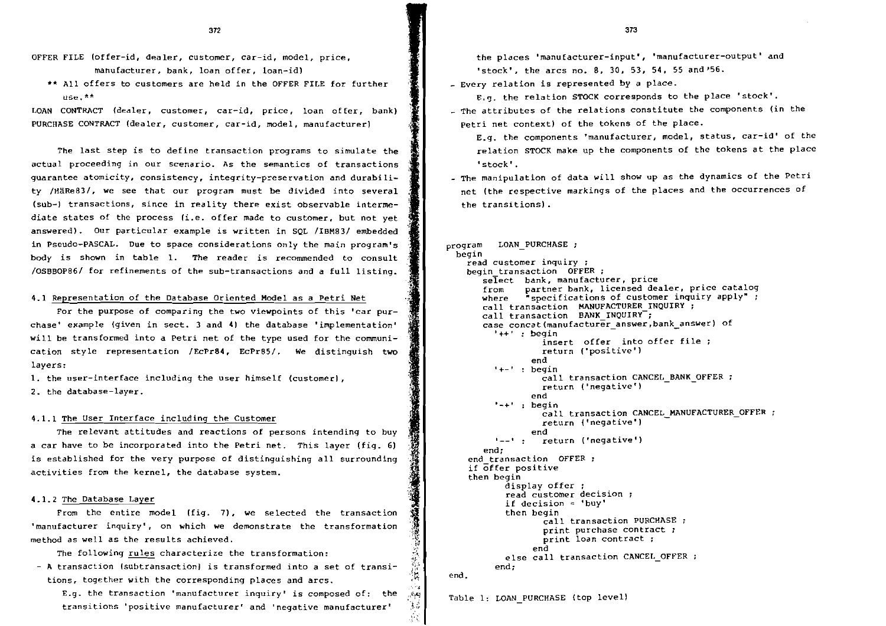OFFER FILE (offer-id, dealer, customer, car-id, model, price, manufacturer, bank, loan offer, loan-id)

** All offers to customers are held in the OFFER FILE for further use.**

LOAN CONTRACT (dealer, customer, car-id, price, loan offer, bank)
PURCHASE CONTRACT (dealer, customer, car-id, model, manufacturer)

The last step is to define transaction programs to simulate the actual proceeding in our scenario. As the semantics of transactions guarantee atomicity, consistency, integrity-preservation and durability /HäRe83/, we see that our program must be divided into several (sub-) transactions, since in reality there exist observable intermediate states of the process (i.e. offer made to customer, but not yet answered). Our particular example is written in SQL /IBM83/ embedded in Pseudo-PASCAL. Due to space considerations only the main program's body is shown in table 1. The reader is recommended to consult /OSBBOP86/ for refinements of the sub-transactions and a full listing.

### 4.1 Representation of the Database Oriented Model as a Petri Net

For the purpose of comparing the two viewpoints of this 'car purchase' example (given in sect. 3 and 4) the database 'implementation' will be transformed into a Petri net of the type used for the communication style representation /EcPr84, EcPr85/. We distinguish two layers:

1. the user-interface including the user himself (customer),
2. the database-layer.

#### 4.1.1 The User Interface including the Customer

The relevant attitudes and reactions of persons intending to buy a car have to be incorporated into the Petri net. This layer (fig. 6) is established for the very purpose of distinguishing all surrounding activities from the kernel, the database system.

#### 4.1.2 The Database Layer

From the entire model (fig. 7), we selected the transaction 'manufacturer inquiry', on which we demonstrate the transformation method as well as the results achieved.

The following rules characterize the transformation:

- A transaction (subtransaction) is transformed into a set of transitions, together with the corresponding places and arcs.
  E.g. the transaction 'manufacturer inquiry' is composed of: the transitions 'positive manufacturer' and 'negative manufacturer' the places 'manufacturer-input', 'manufacturer-output' and 'stock', the arcs no. 8, 30, 53, 54, 55 and 56.
- Every relation is represented by a place.
  E.g. the relation STOCK corresponds to the place 'stock'.
- The attributes of the relations constitute the components (in the Petri net context) of the tokens of the place.
  E.g. the components 'manufacturer, model, status, car-id' of the relation STOCK make up the components of the tokens at the place 'stock'.
- The manipulation of data will show up as the dynamics of the Petri net (the respective markings of the places and the occurrences of the transitions).

```
program   LOAN_PURCHASE ;
  begin
    read customer inquiry ;
    begin_transaction  OFFER ;
       select  bank, manufacturer, price
       from    partner bank, licensed dealer, price catalog
       where   "specifications of customer inquiry apply" ;
       call transaction  MANUFACTURER_INQUIRY ;
       call transaction  BANK_INQUIRY ;
       case concat(manufacturer_answer,bank_answer) of
         '++' : begin
                  insert  offer  into offer file ;
                  return ('positive')
                end
         '+-' : begin
                  call transaction CANCEL_BANK_OFFER ;
                  return ('negative')
                end
         '-+' : begin
                  call transaction CANCEL_MANUFACTURER_OFFER ;
                  return ('negative')
                end
         '--' :   return ('negative')
       end;
    end_transaction  OFFER ;
    if offer positive
    then begin
           display offer ;
           read customer decision ;
           if decision = 'buy'
           then begin
                  call transaction PURCHASE ;
                  print purchase contract ;
                  print loan contract ;
                end
           else call transaction CANCEL_OFFER ;
         end;
end.
```

Table 1: LOAN_PURCHASE (top level)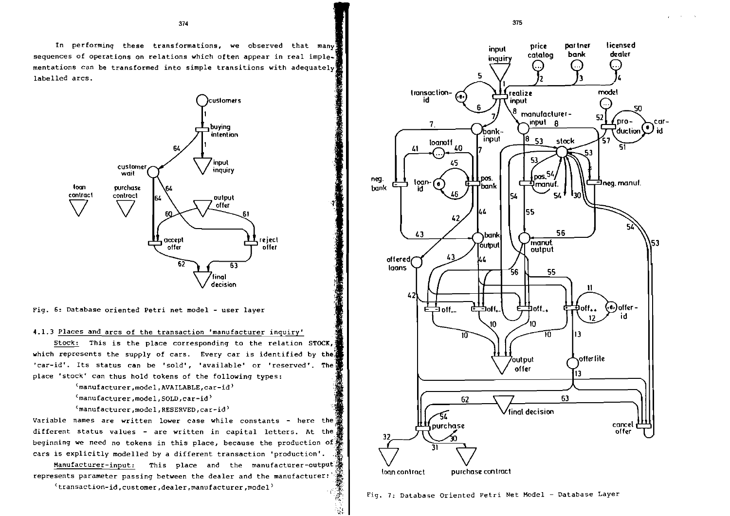In performing these transformations, we observed that many sequences of operations on relations which often appear in real implementations can be transformed into simple transitions with adequately labelled arcs.

Fig. 6: Database oriented Petri net model - user layer

#### 4.1.3 Places and arcs of the transaction 'manufacturer inquiry'

Stock: This is the place corresponding to the relation STOCK, which represents the supply of cars. Every car is identified by the 'car-id'. Its status can be 'sold', 'available' or 'reserved'. The place 'stock' can thus hold tokens of the following types:

⟨manufacturer,model,AVAILABLE,car-id⟩

⟨manufacturer,model,SOLD,car-id⟩

⟨manufacturer,model,RESERVED,car-id⟩

Variable names are written lower case while constants - here the different status values - are written in capital letters. At the beginning we need no tokens in this place, because the production of cars is explicitly modelled by a different transaction 'production'.

Manufacturer-input: This place and the manufacturer-output represents parameter passing between the dealer and the manufacturer:

⟨transaction-id,customer,dealer,manufacturer,model⟩

Fig. 7: Database Oriented Petri Net Model - Database Layer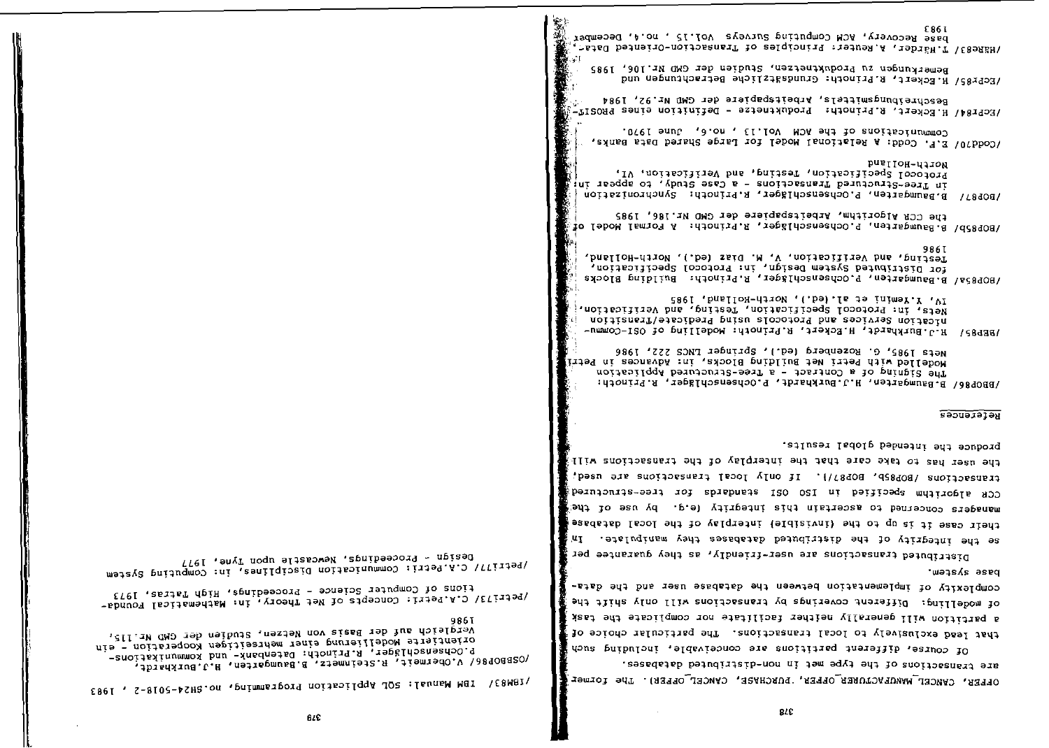OFFER, CANCEL_MANUFACTURER_OFFER, PURCHASE, CANCEL_OFFER). The former are transactions of the type met in non-distributed databases.

Of course, different partitions are conceivable, including such that lead exclusively to local transactions. The particular choice of a partition will generally neither facilitate nor complicate the task of modelling: Different coverings by transactions will only shift the complexity of implementation between the database user and the database system.

Distributed transactions are user-friendly, as they guarantee per se the integrity of the distributed databases they manipulate. In their case it is up to the (invisible) interplay of the local database managers concerned to ascertain this integrity (e.g. by use of the CCR algorithm specified in ISO OSI standards for tree-structured transactions /BOP85b, BOP87/). If only local transactions are used, the user has to take care that the interplay of the transactions will produce the intended global results.

## References

/BBOP86/ B.Baumgarten, H.J.Burkhardt, P.Ochsenschläger, R.Prinoth: The Signing of a Contract - a Tree-Structured Application Modelled with Petri Net Building Blocks, in: Advances in Petri Nets 1985, G. Rozenberg (ed.), Springer LNCS 222, 1986

/BEP85/ H.J.Burkhardt, H.Eckert, R.Prinoth: Modelling of OSI-Communication Services and Protocols using Predicate/Transition Nets, in: Protocol Specification, Testing, and Verification, IV, Y.Yemini et al.(ed.), North-Holland, 1985

/BOP85a/ B.Baumgarten, P.Ochsenschläger, R.Prinoth: Building Blocks for Distributed System Design, in: Protocol Specification, Testing, and Verification, V, M. Diaz (ed.), North-Holland, 1986

/BOP85b/ B.Baumgarten, P.Ochsenschläger, R.Prinoth: A Formal Model of the CCR Algorithm, Arbeitspapiere der GMD Nr.186, 1985

/BOP87/ B.Baumgarten, P.Ochsenschläger, R.Prinoth: Synchronization in Tree-Structured Transactions - a Case Study, to appear in: Protocol Specification, Testing, and Verification, VI, North-Holland

/Codd70/ E.F. Codd: A Relational Model for Large Shared Data Banks, Communications of the ACM Vol.13, no.6, June 1970.

/EcPr84/ H.Eckert, R.Prinoth: Produktnetze - Definition eines PROSIT-Beschreibungsmittels, Arbeitspapiere der GMD Nr.92, 1984

/EcPr85/ H.Eckert, R.Prinoth: Grundsätzliche Betrachtungen und Bemerkungen zu Produktnetzen, Studien der GMD Nr.106, 1985

/HaRe83/ T.Härder, A.Reuter: Principles of Transaction-Oriented Database Recovery, ACM Computing Surveys Vol.15, no.4, December 1983

/IBM83/ IBM Manual: SQL Application Programming, no.SH24-5018-2, 1983

/OSBBOP86/ V.Obermeit, R.Steinmetz, B.Baumgarten, H.J.Burkhardt, P.Ochsenschläger, R.Prinoth: Datenbank- und Kommunikations-orientierte Modellierung einer mehrseitigen Kooperation - ein Vergleich auf der Basis von Netzen, Studien der GMD Nr.115, 1986

/Petri73/ C.A.Petri: Concepts of Net Theory, in: Mathematical Foundations of Computer Science - Proceedings, High Tatras, 1973

/Petri77/ C.A.Petri: Communication Disciplines, in: Computing System Design - Proceedings, Newcastle upon Tyne, 1977